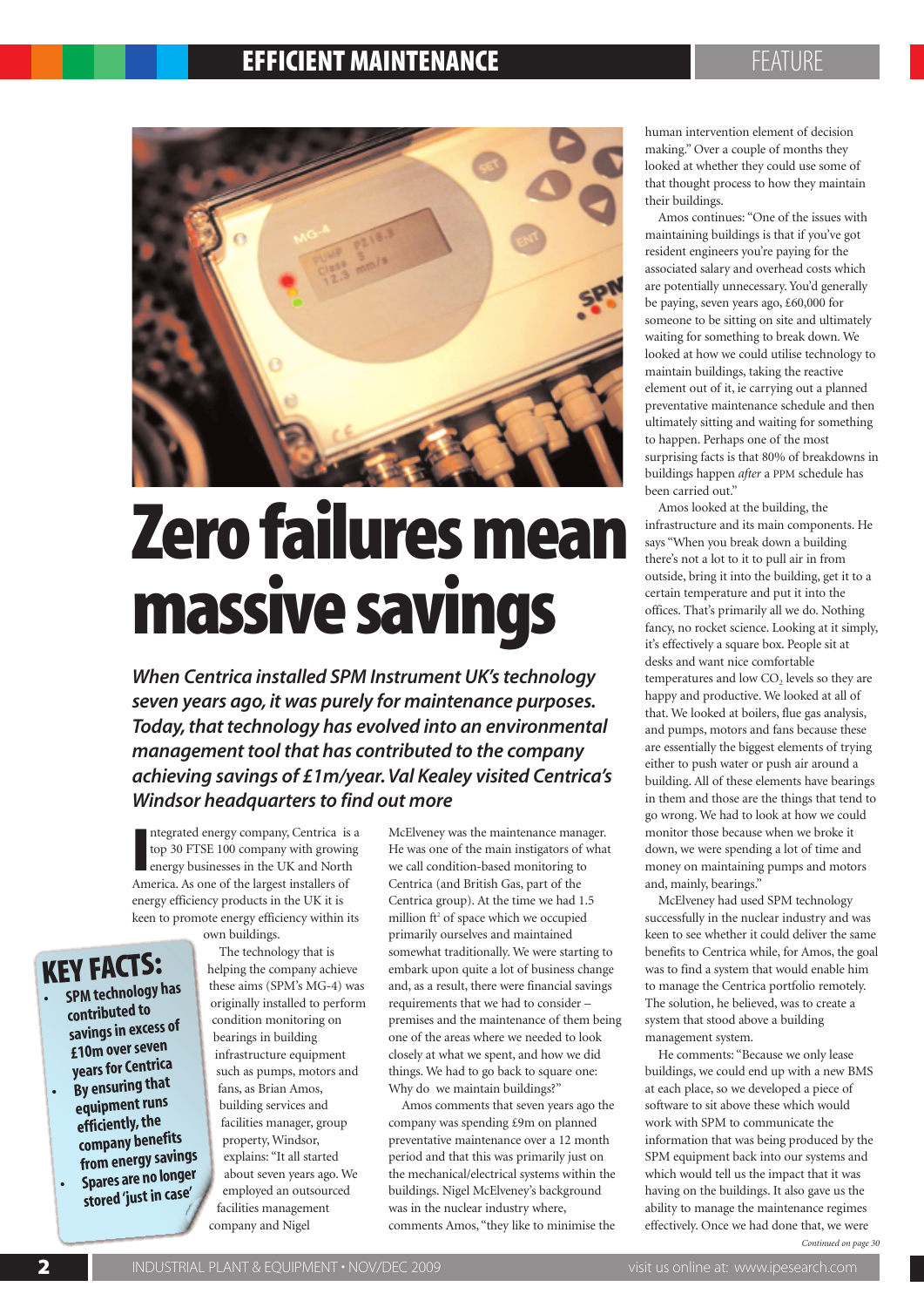# Zero failures mean massive savings

***When Centrica installed SPM Instrument UK's technology seven years ago, it was purely for maintenance purposes. Today, that technology has evolved into an environmental management tool that has contributed to the company achieving savings of £1m/year. Val Kealey visited Centrica's Windsor headquarters to find out more***

Integrated energy company, Centrica is a top 30 FTSE 100 company with growing energy businesses in the UK and North America. As one of the largest installers of energy efficiency products in the UK it is keen to promote energy efficiency within its own buildings.

## KEY FACTS:

- SPM technology has contributed to savings in excess of £10m over seven years for Centrica
- By ensuring that equipment runs efficiently, the company benefits from energy savings
- Spares are no longer stored 'just in case'

The technology that is helping the company achieve these aims (SPM's MG-4) was originally installed to perform condition monitoring on bearings in building infrastructure equipment such as pumps, motors and fans, as Brian Amos, building services and facilities manager, group property, Windsor, explains: "It all started about seven years ago. We employed an outsourced facilities management company and Nigel McElveney was the maintenance manager. He was one of the main instigators of what we call condition-based monitoring to Centrica (and British Gas, part of the Centrica group). At the time we had 1.5 million ft² of space which we occupied primarily ourselves and maintained somewhat traditionally. We were starting to embark upon quite a lot of business change and, as a result, there were financial savings requirements that we had to consider – premises and the maintenance of them being one of the areas where we needed to look closely at what we spent, and how we did things. We had to go back to square one: Why do we maintain buildings?"

Amos comments that seven years ago the company was spending £9m on planned preventative maintenance over a 12 month period and that this was primarily just on the mechanical/electrical systems within the buildings. Nigel McElveney's background was in the nuclear industry where, comments Amos, "they like to minimise the human intervention element of decision making." Over a couple of months they looked at whether they could use some of that thought process to how they maintain their buildings.

Amos continues: "One of the issues with maintaining buildings is that if you've got resident engineers you're paying for the associated salary and overhead costs which are potentially unnecessary. You'd generally be paying, seven years ago, £60,000 for someone to be sitting on site and ultimately waiting for something to break down. We looked at how we could utilise technology to maintain buildings, taking the reactive element out of it, ie carrying out a planned preventative maintenance schedule and then ultimately sitting and waiting for something to happen. Perhaps one of the most surprising facts is that 80% of breakdowns in buildings happen *after* a PPM schedule has been carried out."

Amos looked at the building, the infrastructure and its main components. He says "When you break down a building there's not a lot to it to pull air in from outside, bring it into the building, get it to a certain temperature and put it into the offices. That's primarily all we do. Nothing fancy, no rocket science. Looking at it simply, it's effectively a square box. People sit at desks and want nice comfortable temperatures and low $CO_2$ levels so they are happy and productive. We looked at all of that. We looked at boilers, flue gas analysis, and pumps, motors and fans because these are essentially the biggest elements of trying either to push water or push air around a building. All of these elements have bearings in them and those are the things that tend to go wrong. We had to look at how we could monitor those because when we broke it down, we were spending a lot of time and money on maintaining pumps and motors and, mainly, bearings."

McElveney had used SPM technology successfully in the nuclear industry and was keen to see whether it could deliver the same benefits to Centrica while, for Amos, the goal was to find a system that would enable him to manage the Centrica portfolio remotely. The solution, he believed, was to create a system that stood above a building management system.

He comments: "Because we only lease buildings, we could end up with a new BMS at each place, so we developed a piece of software to sit above these which would work with SPM to communicate the information that was being produced by the SPM equipment back into our systems and which would tell us the impact that it was having on the buildings. It also gave us the ability to manage the maintenance regimes effectively. Once we had done that, we were

*Continued on page 30*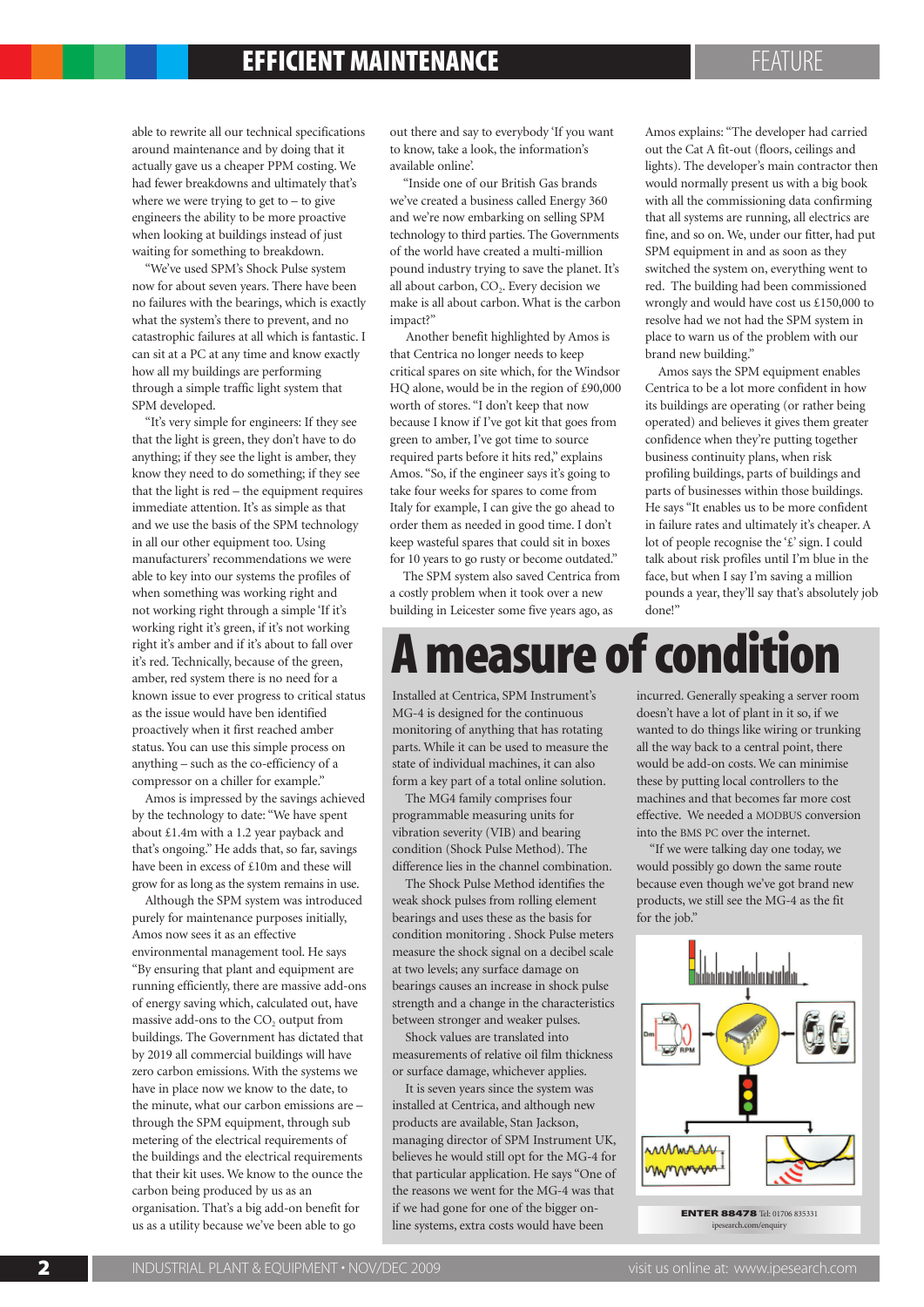able to rewrite all our technical specifications around maintenance and by doing that it actually gave us a cheaper PPM costing. We had fewer breakdowns and ultimately that's where we were trying to get to – to give engineers the ability to be more proactive when looking at buildings instead of just waiting for something to breakdown.

"We've used SPM's Shock Pulse system now for about seven years. There have been no failures with the bearings, which is exactly what the system's there to prevent, and no catastrophic failures at all which is fantastic. I can sit at a PC at any time and know exactly how all my buildings are performing through a simple traffic light system that SPM developed.

"It's very simple for engineers: If they see that the light is green, they don't have to do anything; if they see the light is amber, they know they need to do something; if they see that the light is red – the equipment requires immediate attention. It's as simple as that and we use the basis of the SPM technology in all our other equipment too. Using manufacturers' recommendations we were able to key into our systems the profiles of when something was working right and not working right through a simple 'If it's working right it's green, if it's not working right it's amber and if it's about to fall over it's red. Technically, because of the green, amber, red system there is no need for a known issue to ever progress to critical status as the issue would have been identified proactively when it first reached amber status. You can use this simple process on anything – such as the co-efficiency of a compressor on a chiller for example."

Amos is impressed by the savings achieved by the technology to date: "We have spent about £1.4m with a 1.2 year payback and that's ongoing." He adds that, so far, savings have been in excess of £10m and these will grow for as long as the system remains in use.

Although the SPM system was introduced purely for maintenance purposes initially, Amos now sees it as an effective environmental management tool. He says "By ensuring that plant and equipment are running efficiently, there are massive add-ons of energy saving which, calculated out, have massive add-ons to the $CO_2$ output from buildings. The Government has dictated that by 2019 all commercial buildings will have zero carbon emissions. With the systems we have in place now we know to the date, to the minute, what our carbon emissions are – through the SPM equipment, through sub metering of the electrical requirements of the buildings and the electrical requirements that their kit uses. We know to the ounce the carbon being produced by us as an organisation. That's a big add-on benefit for us as a utility because we've been able to go out there and say to everybody 'If you want to know, take a look, the information's available online'.

"Inside one of our British Gas brands we've created a business called Energy 360 and we're now embarking on selling SPM technology to third parties. The Governments of the world have created a multi-million pound industry trying to save the planet. It's all about carbon, $CO_2$. Every decision we make is all about carbon. What is the carbon impact?"

Another benefit highlighted by Amos is that Centrica no longer needs to keep critical spares on site which, for the Windsor HQ alone, would be in the region of £90,000 worth of stores. "I don't keep that now because I know if I've got kit that goes from green to amber, I've got time to source required parts before it hits red," explains Amos. "So, if the engineer says it's going to take four weeks for spares to come from Italy for example, I can give the go ahead to order them as needed in good time. I don't keep wasteful spares that could sit in boxes for 10 years to go rusty or become outdated."

The SPM system also saved Centrica from a costly problem when it took over a new building in Leicester some five years ago, as Amos explains: "The developer had carried out the Cat A fit-out (floors, ceilings and lights). The developer's main contractor then would normally present us with a big book with all the commissioning data confirming that all systems are running, all electrics are fine, and so on. We, under our fitter, had put SPM equipment in and as soon as they switched the system on, everything went to red. The building had been commissioned wrongly and would have cost us £150,000 to resolve had we not had the SPM system in place to warn us of the problem with our brand new building."

Amos says the SPM equipment enables Centrica to be a lot more confident in how its buildings are operating (or rather being operated) and believes it gives them greater confidence when they're putting together business continuity plans, when risk profiling buildings, parts of buildings and parts of businesses within those buildings. He says "It enables us to be more confident in failure rates and ultimately it's cheaper. A lot of people recognise the '£' sign. I could talk about risk profiles until I'm blue in the face, but when I say I'm saving a million pounds a year, they'll say that's absolutely job done!"

# A measure of condition

Installed at Centrica, SPM Instrument's MG-4 is designed for the continuous monitoring of anything that has rotating parts. While it can be used to measure the state of individual machines, it can also form a key part of a total online solution.

The MG4 family comprises four programmable measuring units for vibration severity (VIB) and bearing condition (Shock Pulse Method). The difference lies in the channel combination.

The Shock Pulse Method identifies the weak shock pulses from rolling element bearings and uses these as the basis for condition monitoring . Shock Pulse meters measure the shock signal on a decibel scale at two levels; any surface damage on bearings causes an increase in shock pulse strength and a change in the characteristics between stronger and weaker pulses.

Shock values are translated into measurements of relative oil film thickness or surface damage, whichever applies.

It is seven years since the system was installed at Centrica, and although new products are available, Stan Jackson, managing director of SPM Instrument UK, believes he would still opt for the MG-4 for that particular application. He says "One of the reasons we went for the MG-4 was that if we had gone for one of the bigger on-line systems, extra costs would have been incurred. Generally speaking a server room doesn't have a lot of plant in it so, if we wanted to do things like wiring or trunking all the way back to a central point, there would be add-on costs. We can minimise these by putting local controllers to the machines and that becomes far more cost effective. We needed a MODBUS conversion into the BMS PC over the internet.

"If we were talking day one today, we would possibly go down the same route because even though we've got brand new products, we still see the MG-4 as the fit for the job."

**ENTER 88478** Tel: 01706 835331
ipesearch.com/enquiry